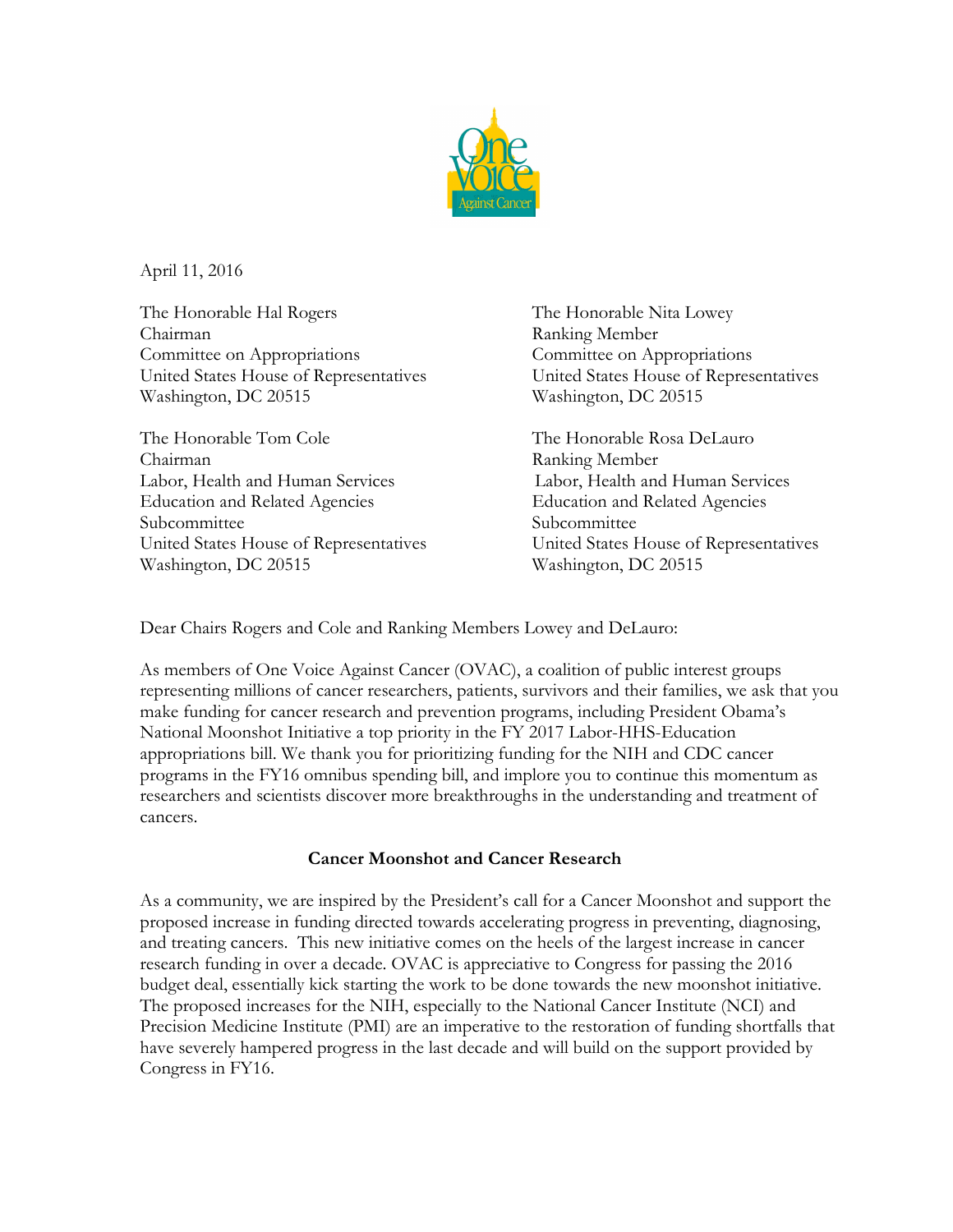April 11, 2016

The Honorable Hal Rogers
Chairman
Committee on Appropriations
United States House of Representatives
Washington, DC 20515

The Honorable Nita Lowey
Ranking Member
Committee on Appropriations
United States House of Representatives
Washington, DC 20515

The Honorable Tom Cole
Chairman
Labor, Health and Human Services
Education and Related Agencies
Subcommittee
United States House of Representatives
Washington, DC 20515

The Honorable Rosa DeLauro
Ranking Member
Labor, Health and Human Services
Education and Related Agencies
Subcommittee
United States House of Representatives
Washington, DC 20515

Dear Chairs Rogers and Cole and Ranking Members Lowey and DeLauro:

As members of One Voice Against Cancer (OVAC), a coalition of public interest groups representing millions of cancer researchers, patients, survivors and their families, we ask that you make funding for cancer research and prevention programs, including President Obama's National Moonshot Initiative a top priority in the FY 2017 Labor-HHS-Education appropriations bill. We thank you for prioritizing funding for the NIH and CDC cancer programs in the FY16 omnibus spending bill, and implore you to continue this momentum as researchers and scientists discover more breakthroughs in the understanding and treatment of cancers.

**Cancer Moonshot and Cancer Research**

As a community, we are inspired by the President's call for a Cancer Moonshot and support the proposed increase in funding directed towards accelerating progress in preventing, diagnosing, and treating cancers. This new initiative comes on the heels of the largest increase in cancer research funding in over a decade. OVAC is appreciative to Congress for passing the 2016 budget deal, essentially kick starting the work to be done towards the new moonshot initiative. The proposed increases for the NIH, especially to the National Cancer Institute (NCI) and Precision Medicine Institute (PMI) are an imperative to the restoration of funding shortfalls that have severely hampered progress in the last decade and will build on the support provided by Congress in FY16.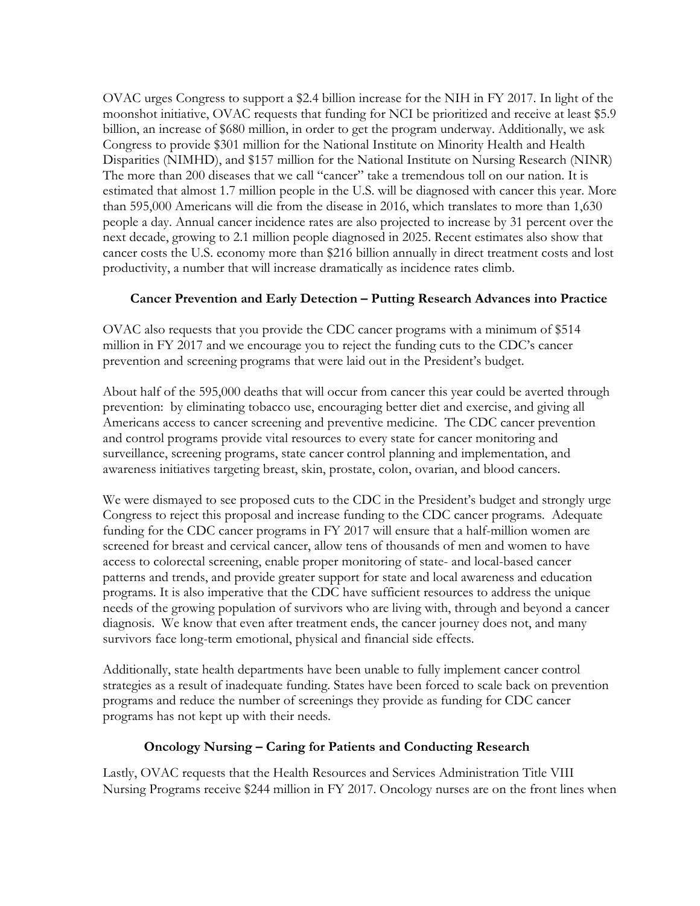OVAC urges Congress to support a $2.4 billion increase for the NIH in FY 2017. In light of the moonshot initiative, OVAC requests that funding for NCI be prioritized and receive at least $5.9 billion, an increase of $680 million, in order to get the program underway. Additionally, we ask Congress to provide $301 million for the National Institute on Minority Health and Health Disparities (NIMHD), and $157 million for the National Institute on Nursing Research (NINR) The more than 200 diseases that we call "cancer" take a tremendous toll on our nation. It is estimated that almost 1.7 million people in the U.S. will be diagnosed with cancer this year. More than 595,000 Americans will die from the disease in 2016, which translates to more than 1,630 people a day. Annual cancer incidence rates are also projected to increase by 31 percent over the next decade, growing to 2.1 million people diagnosed in 2025. Recent estimates also show that cancer costs the U.S. economy more than $216 billion annually in direct treatment costs and lost productivity, a number that will increase dramatically as incidence rates climb.

**Cancer Prevention and Early Detection – Putting Research Advances into Practice**

OVAC also requests that you provide the CDC cancer programs with a minimum of $514 million in FY 2017 and we encourage you to reject the funding cuts to the CDC's cancer prevention and screening programs that were laid out in the President's budget.

About half of the 595,000 deaths that will occur from cancer this year could be averted through prevention: by eliminating tobacco use, encouraging better diet and exercise, and giving all Americans access to cancer screening and preventive medicine. The CDC cancer prevention and control programs provide vital resources to every state for cancer monitoring and surveillance, screening programs, state cancer control planning and implementation, and awareness initiatives targeting breast, skin, prostate, colon, ovarian, and blood cancers.

We were dismayed to see proposed cuts to the CDC in the President's budget and strongly urge Congress to reject this proposal and increase funding to the CDC cancer programs. Adequate funding for the CDC cancer programs in FY 2017 will ensure that a half-million women are screened for breast and cervical cancer, allow tens of thousands of men and women to have access to colorectal screening, enable proper monitoring of state- and local-based cancer patterns and trends, and provide greater support for state and local awareness and education programs. It is also imperative that the CDC have sufficient resources to address the unique needs of the growing population of survivors who are living with, through and beyond a cancer diagnosis. We know that even after treatment ends, the cancer journey does not, and many survivors face long-term emotional, physical and financial side effects.

Additionally, state health departments have been unable to fully implement cancer control strategies as a result of inadequate funding. States have been forced to scale back on prevention programs and reduce the number of screenings they provide as funding for CDC cancer programs has not kept up with their needs.

**Oncology Nursing – Caring for Patients and Conducting Research**

Lastly, OVAC requests that the Health Resources and Services Administration Title VIII Nursing Programs receive $244 million in FY 2017. Oncology nurses are on the front lines when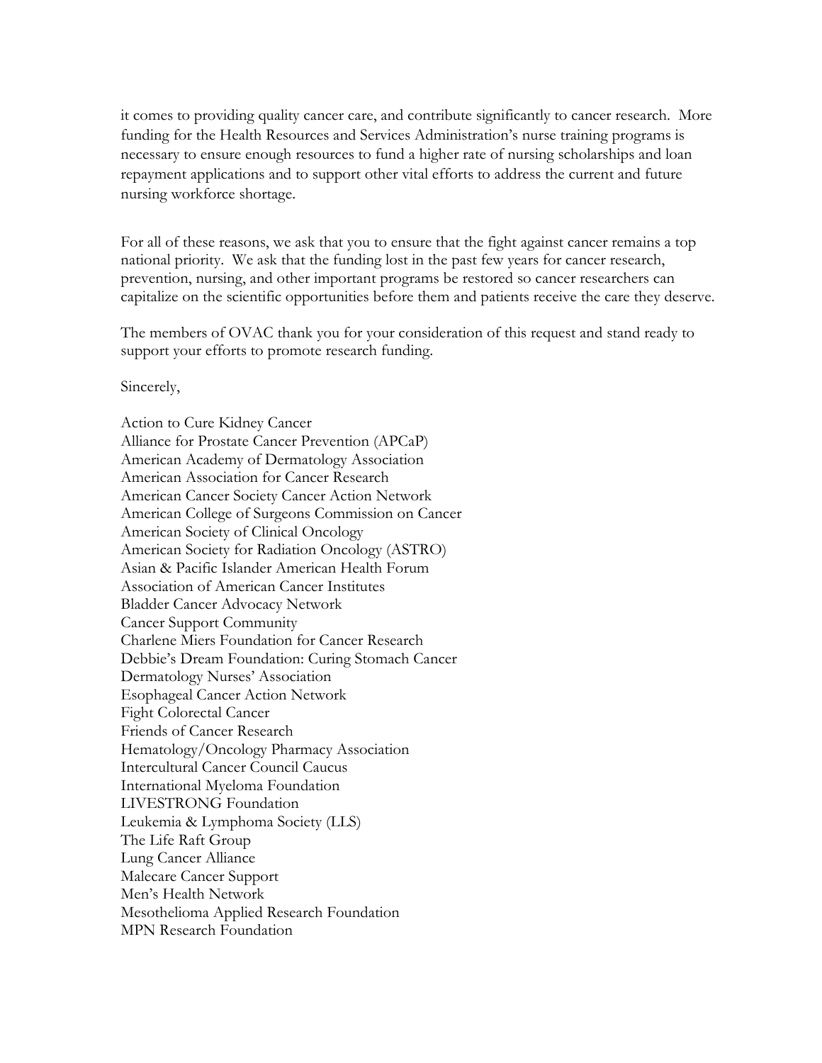it comes to providing quality cancer care, and contribute significantly to cancer research. More funding for the Health Resources and Services Administration's nurse training programs is necessary to ensure enough resources to fund a higher rate of nursing scholarships and loan repayment applications and to support other vital efforts to address the current and future nursing workforce shortage.

For all of these reasons, we ask that you to ensure that the fight against cancer remains a top national priority. We ask that the funding lost in the past few years for cancer research, prevention, nursing, and other important programs be restored so cancer researchers can capitalize on the scientific opportunities before them and patients receive the care they deserve.

The members of OVAC thank you for your consideration of this request and stand ready to support your efforts to promote research funding.

Sincerely,

Action to Cure Kidney Cancer
Alliance for Prostate Cancer Prevention (APCaP)
American Academy of Dermatology Association
American Association for Cancer Research
American Cancer Society Cancer Action Network
American College of Surgeons Commission on Cancer
American Society of Clinical Oncology
American Society for Radiation Oncology (ASTRO)
Asian & Pacific Islander American Health Forum
Association of American Cancer Institutes
Bladder Cancer Advocacy Network
Cancer Support Community
Charlene Miers Foundation for Cancer Research
Debbie's Dream Foundation: Curing Stomach Cancer
Dermatology Nurses' Association
Esophageal Cancer Action Network
Fight Colorectal Cancer
Friends of Cancer Research
Hematology/Oncology Pharmacy Association
Intercultural Cancer Council Caucus
International Myeloma Foundation
LIVESTRONG Foundation
Leukemia & Lymphoma Society (LLS)
The Life Raft Group
Lung Cancer Alliance
Malecare Cancer Support
Men's Health Network
Mesothelioma Applied Research Foundation
MPN Research Foundation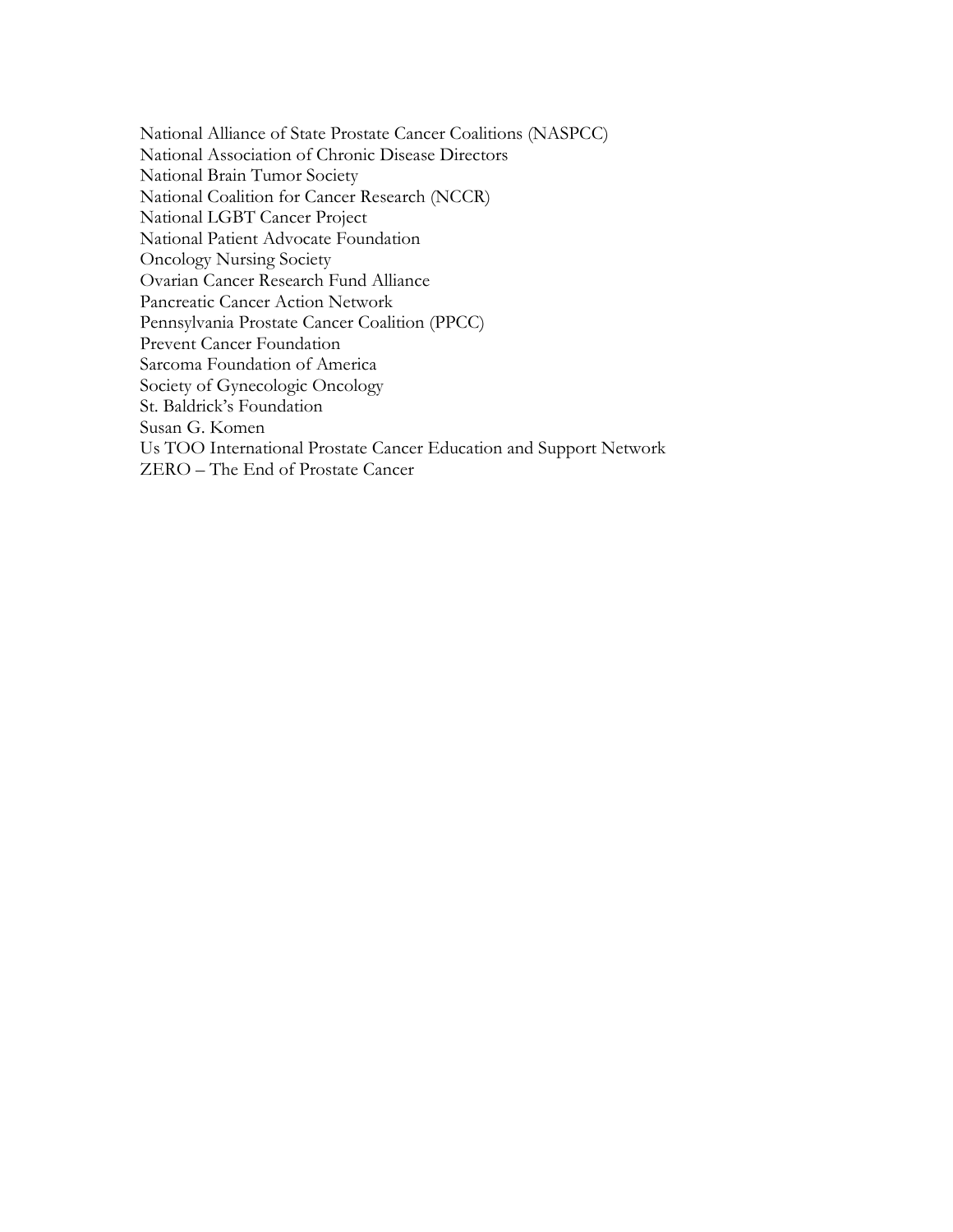National Alliance of State Prostate Cancer Coalitions (NASPCC)
National Association of Chronic Disease Directors
National Brain Tumor Society
National Coalition for Cancer Research (NCCR)
National LGBT Cancer Project
National Patient Advocate Foundation
Oncology Nursing Society
Ovarian Cancer Research Fund Alliance
Pancreatic Cancer Action Network
Pennsylvania Prostate Cancer Coalition (PPCC)
Prevent Cancer Foundation
Sarcoma Foundation of America
Society of Gynecologic Oncology
St. Baldrick's Foundation
Susan G. Komen
Us TOO International Prostate Cancer Education and Support Network
ZERO – The End of Prostate Cancer